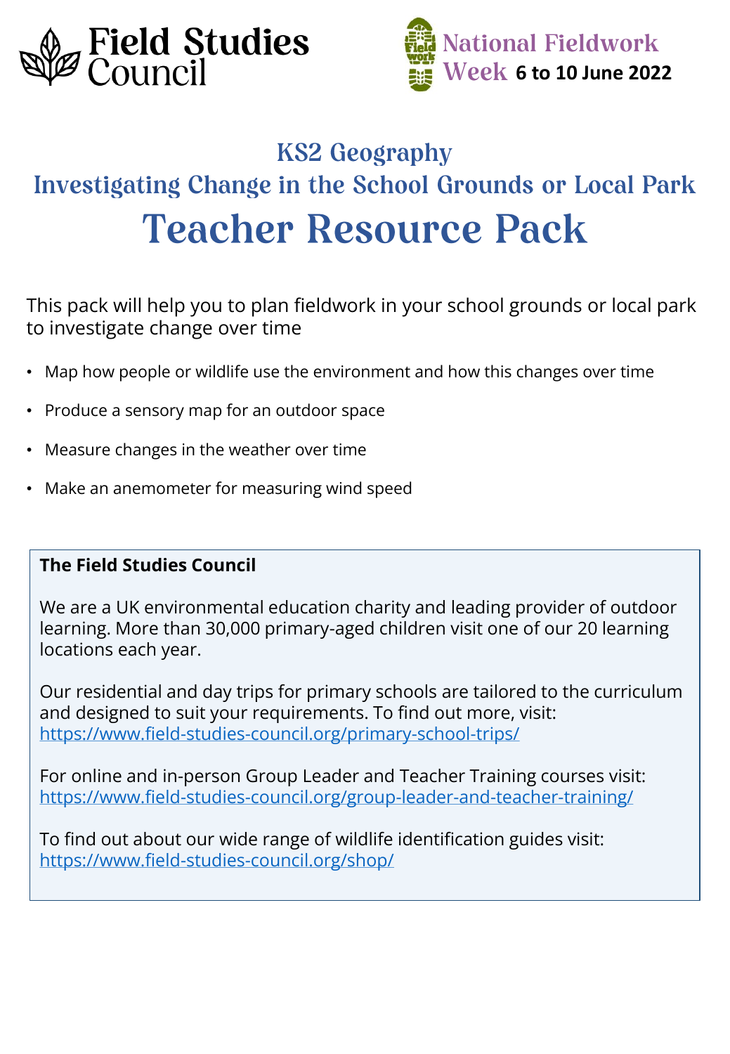Field Studies Council

National Fieldwork Week **6 to 10 June 2022**

## KS2 Geography

## Investigating Change in the School Grounds or Local Park

# Teacher Resource Pack

This pack will help you to plan fieldwork in your school grounds or local park to investigate change over time

- Map how people or wildlife use the environment and how this changes over time
- Produce a sensory map for an outdoor space
- Measure changes in the weather over time
- Make an anemometer for measuring wind speed

**The Field Studies Council**

We are a UK environmental education charity and leading provider of outdoor learning. More than 30,000 primary-aged children visit one of our 20 learning locations each year.

Our residential and day trips for primary schools are tailored to the curriculum and designed to suit your requirements. To find out more, visit: https://www.field-studies-council.org/primary-school-trips/

For online and in-person Group Leader and Teacher Training courses visit: https://www.field-studies-council.org/group-leader-and-teacher-training/

To find out about our wide range of wildlife identification guides visit: https://www.field-studies-council.org/shop/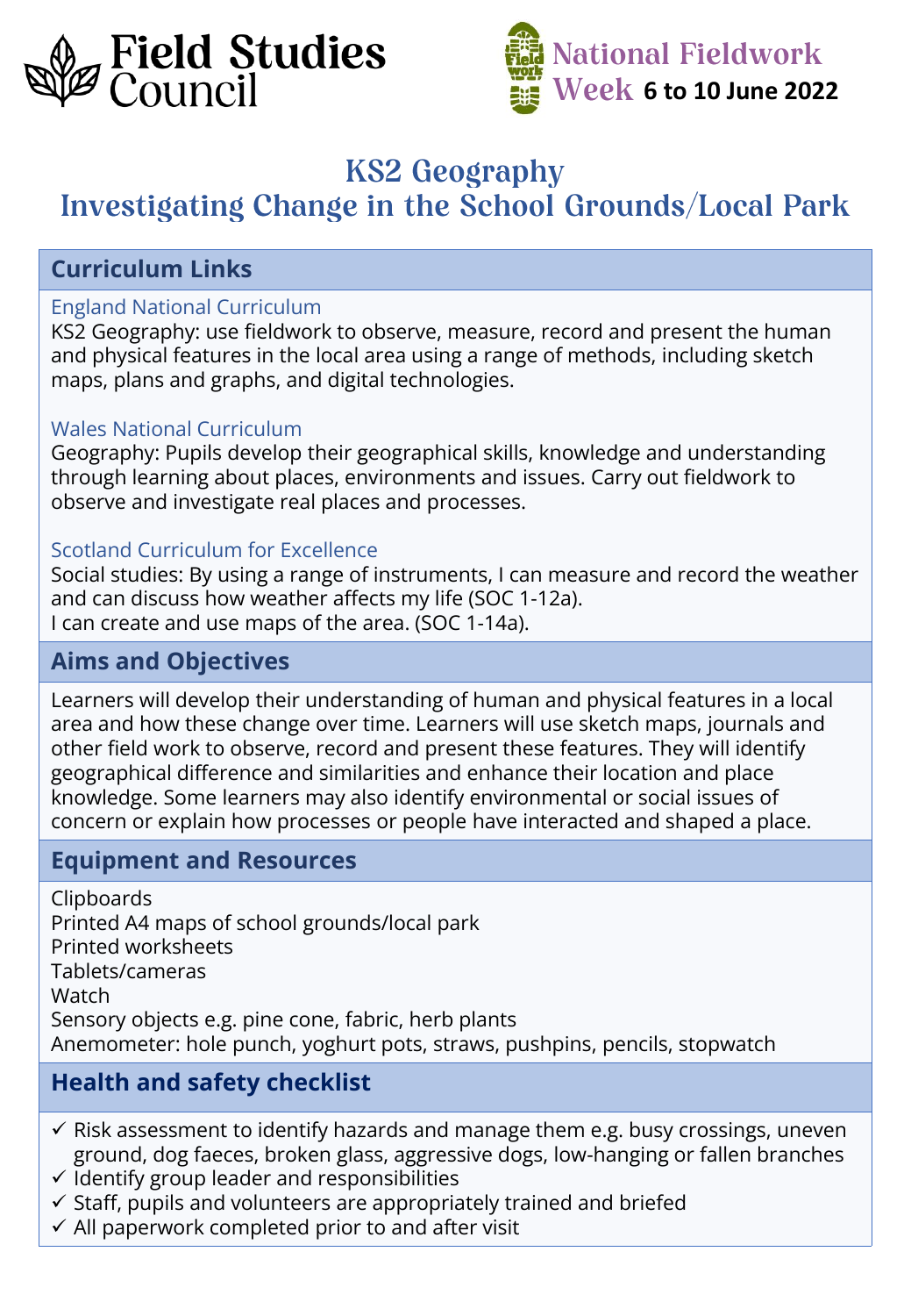Field Studies Council

National Fieldwork Week **6 to 10 June 2022**

# KS2 Geography
# Investigating Change in the School Grounds/Local Park

## Curriculum Links

England National Curriculum

KS2 Geography: use fieldwork to observe, measure, record and present the human and physical features in the local area using a range of methods, including sketch maps, plans and graphs, and digital technologies.

Wales National Curriculum

Geography: Pupils develop their geographical skills, knowledge and understanding through learning about places, environments and issues. Carry out fieldwork to observe and investigate real places and processes.

Scotland Curriculum for Excellence

Social studies: By using a range of instruments, I can measure and record the weather and can discuss how weather affects my life (SOC 1-12a).
I can create and use maps of the area. (SOC 1-14a).

## Aims and Objectives

Learners will develop their understanding of human and physical features in a local area and how these change over time. Learners will use sketch maps, journals and other field work to observe, record and present these features. They will identify geographical difference and similarities and enhance their location and place knowledge. Some learners may also identify environmental or social issues of concern or explain how processes or people have interacted and shaped a place.

## Equipment and Resources

Clipboards
Printed A4 maps of school grounds/local park
Printed worksheets
Tablets/cameras
Watch
Sensory objects e.g. pine cone, fabric, herb plants
Anemometer: hole punch, yoghurt pots, straws, pushpins, pencils, stopwatch

## Health and safety checklist

- ✓ Risk assessment to identify hazards and manage them e.g. busy crossings, uneven ground, dog faeces, broken glass, aggressive dogs, low-hanging or fallen branches
- ✓ Identify group leader and responsibilities
- ✓ Staff, pupils and volunteers are appropriately trained and briefed
- ✓ All paperwork completed prior to and after visit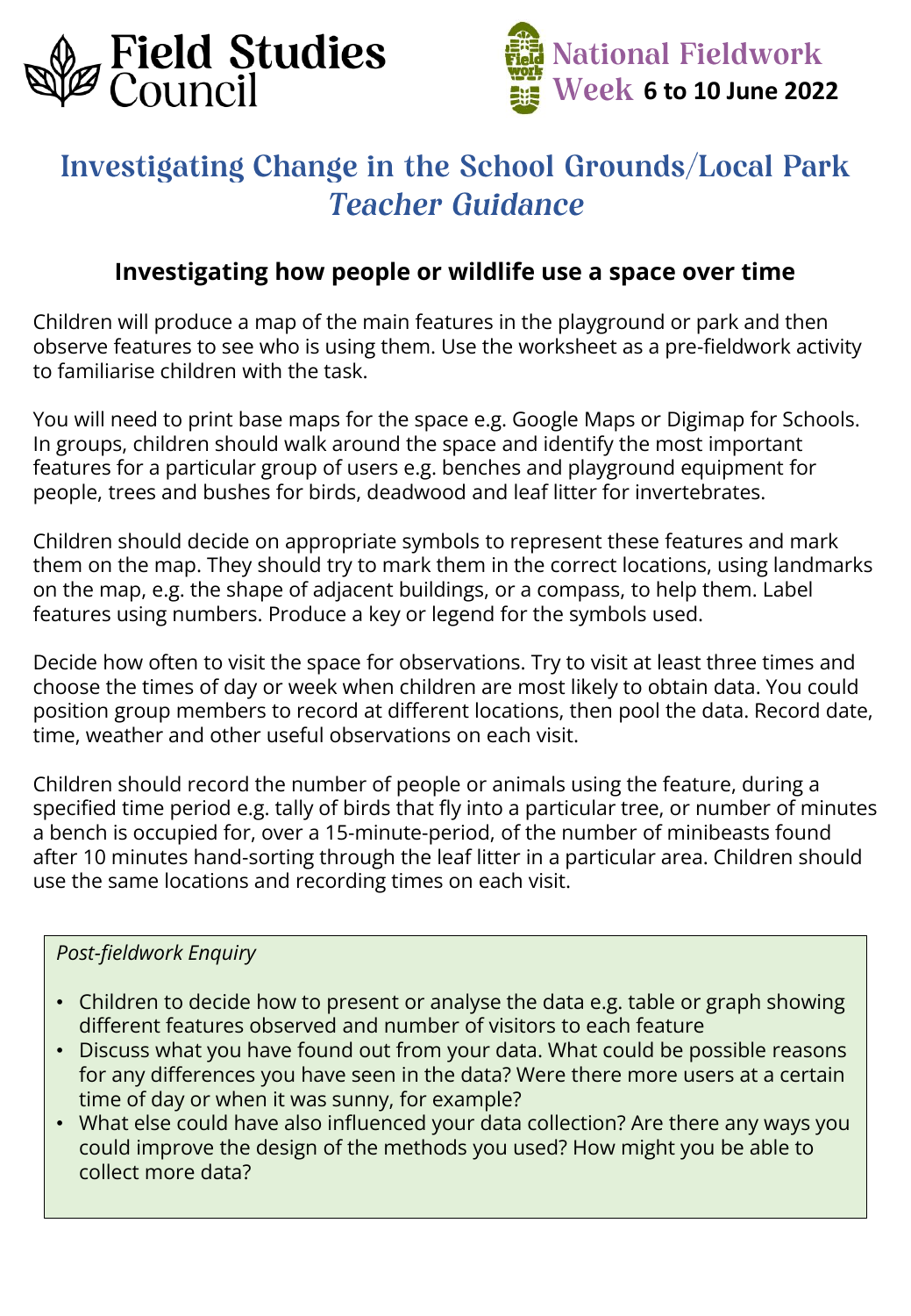Field Studies Council

National Fieldwork Week **6 to 10 June 2022**

# Investigating Change in the School Grounds/Local Park
# *Teacher Guidance*

## Investigating how people or wildlife use a space over time

Children will produce a map of the main features in the playground or park and then observe features to see who is using them. Use the worksheet as a pre-fieldwork activity to familiarise children with the task.

You will need to print base maps for the space e.g. Google Maps or Digimap for Schools. In groups, children should walk around the space and identify the most important features for a particular group of users e.g. benches and playground equipment for people, trees and bushes for birds, deadwood and leaf litter for invertebrates.

Children should decide on appropriate symbols to represent these features and mark them on the map. They should try to mark them in the correct locations, using landmarks on the map, e.g. the shape of adjacent buildings, or a compass, to help them. Label features using numbers. Produce a key or legend for the symbols used.

Decide how often to visit the space for observations. Try to visit at least three times and choose the times of day or week when children are most likely to obtain data. You could position group members to record at different locations, then pool the data. Record date, time, weather and other useful observations on each visit.

Children should record the number of people or animals using the feature, during a specified time period e.g. tally of birds that fly into a particular tree, or number of minutes a bench is occupied for, over a 15-minute-period, of the number of minibeasts found after 10 minutes hand-sorting through the leaf litter in a particular area. Children should use the same locations and recording times on each visit.

*Post-fieldwork Enquiry*

- Children to decide how to present or analyse the data e.g. table or graph showing different features observed and number of visitors to each feature
- Discuss what you have found out from your data. What could be possible reasons for any differences you have seen in the data? Were there more users at a certain time of day or when it was sunny, for example?
- What else could have also influenced your data collection? Are there any ways you could improve the design of the methods you used? How might you be able to collect more data?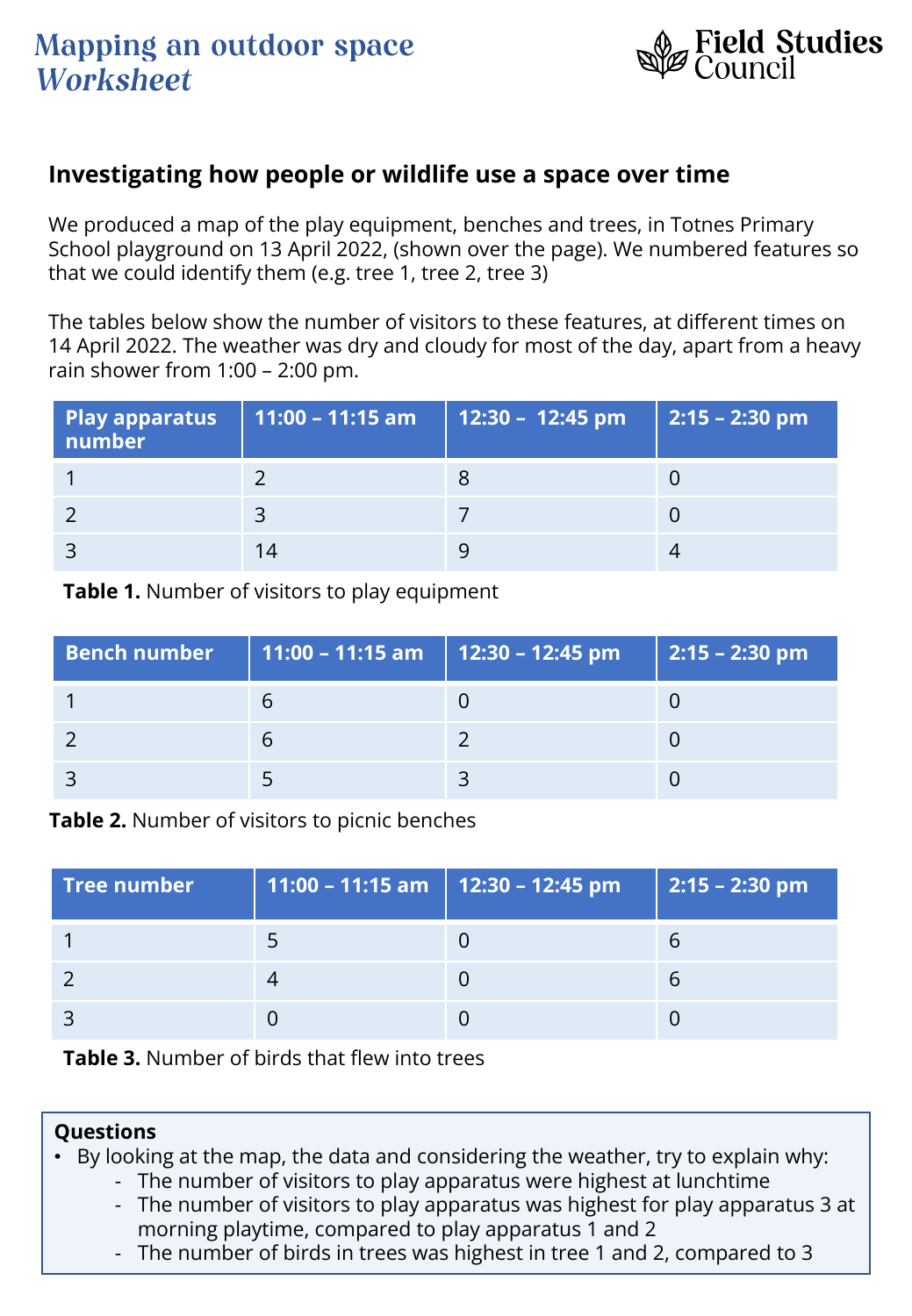# Mapping an outdoor space
## *Worksheet*

### Investigating how people or wildlife use a space over time

We produced a map of the play equipment, benches and trees, in Totnes Primary School playground on 13 April 2022, (shown over the page). We numbered features so that we could identify them (e.g. tree 1, tree 2, tree 3)

The tables below show the number of visitors to these features, at different times on 14 April 2022. The weather was dry and cloudy for most of the day, apart from a heavy rain shower from 1:00 – 2:00 pm.

| Play apparatus number | 11:00 – 11:15 am | 12:30 – 12:45 pm | 2:15 – 2:30 pm |
|---|---|---|---|
| 1 | 2 | 8 | 0 |
| 2 | 3 | 7 | 0 |
| 3 | 14 | 9 | 4 |

**Table 1.** Number of visitors to play equipment

| Bench number | 11:00 – 11:15 am | 12:30 – 12:45 pm | 2:15 – 2:30 pm |
|---|---|---|---|
| 1 | 6 | 0 | 0 |
| 2 | 6 | 2 | 0 |
| 3 | 5 | 3 | 0 |

**Table 2.** Number of visitors to picnic benches

| Tree number | 11:00 – 11:15 am | 12:30 – 12:45 pm | 2:15 – 2:30 pm |
|---|---|---|---|
| 1 | 5 | 0 | 6 |
| 2 | 4 | 0 | 6 |
| 3 | 0 | 0 | 0 |

**Table 3.** Number of birds that flew into trees

**Questions**

- By looking at the map, the data and considering the weather, try to explain why:
  - The number of visitors to play apparatus were highest at lunchtime
  - The number of visitors to play apparatus was highest for play apparatus 3 at morning playtime, compared to play apparatus 1 and 2
  - The number of birds in trees was highest in tree 1 and 2, compared to 3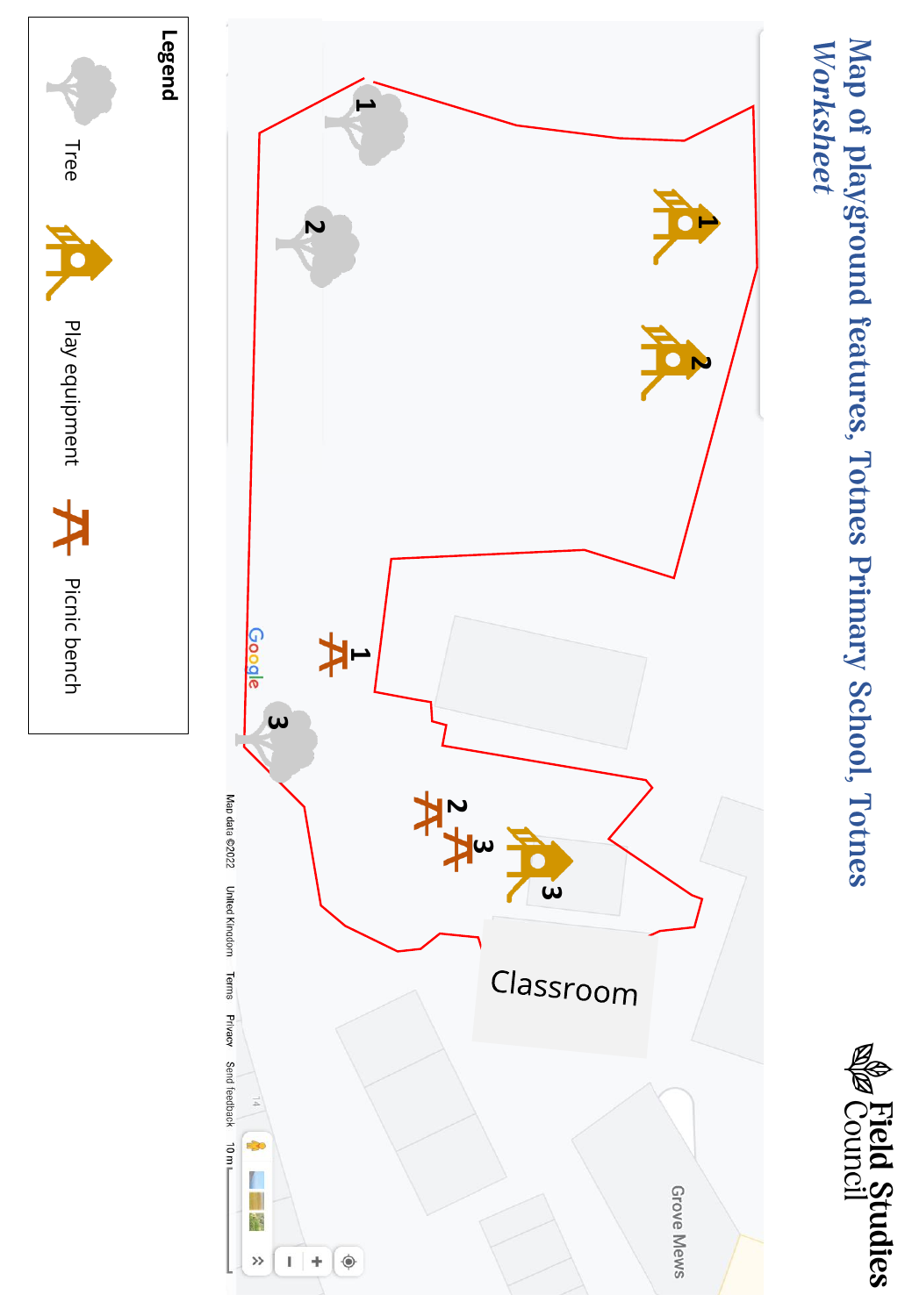# Map of playground features, Totnes Primary School, Totnes Worksheet

Field Studies Council

**Legend**

- Tree
- Play equipment
- Picnic bench

Classroom

Grove Mews

Map data ©2022 United Kingdom Terms Privacy Send feedback 10 m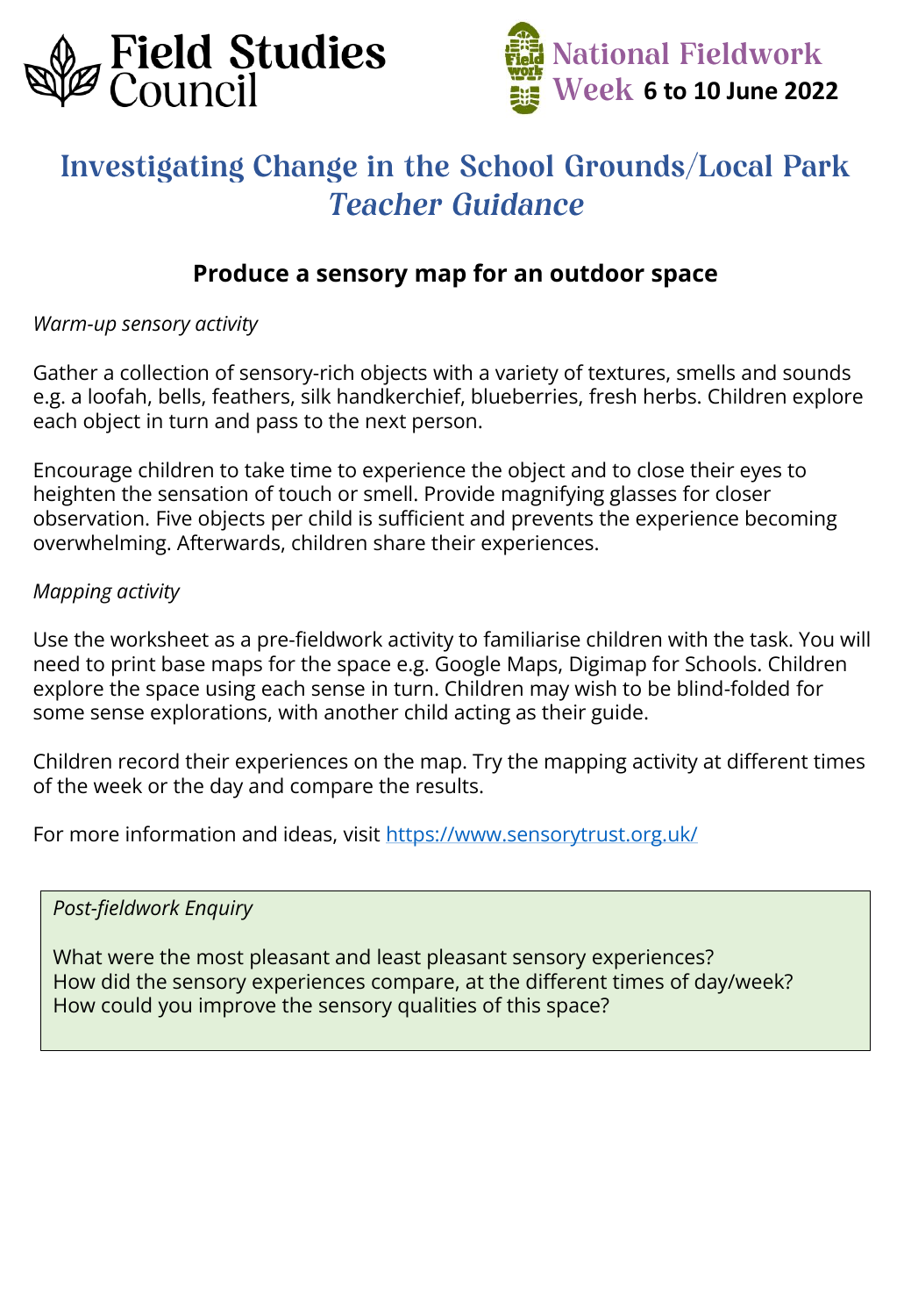Field Studies Council

National Fieldwork Week **6 to 10 June 2022**

# Investigating Change in the School Grounds/Local Park *Teacher Guidance*

## Produce a sensory map for an outdoor space

*Warm-up sensory activity*

Gather a collection of sensory-rich objects with a variety of textures, smells and sounds e.g. a loofah, bells, feathers, silk handkerchief, blueberries, fresh herbs. Children explore each object in turn and pass to the next person.

Encourage children to take time to experience the object and to close their eyes to heighten the sensation of touch or smell. Provide magnifying glasses for closer observation. Five objects per child is sufficient and prevents the experience becoming overwhelming. Afterwards, children share their experiences.

*Mapping activity*

Use the worksheet as a pre-fieldwork activity to familiarise children with the task. You will need to print base maps for the space e.g. Google Maps, Digimap for Schools. Children explore the space using each sense in turn. Children may wish to be blind-folded for some sense explorations, with another child acting as their guide.

Children record their experiences on the map. Try the mapping activity at different times of the week or the day and compare the results.

For more information and ideas, visit [https://www.sensorytrust.org.uk/](https://www.sensorytrust.org.uk/)

*Post-fieldwork Enquiry*

What were the most pleasant and least pleasant sensory experiences?
How did the sensory experiences compare, at the different times of day/week?
How could you improve the sensory qualities of this space?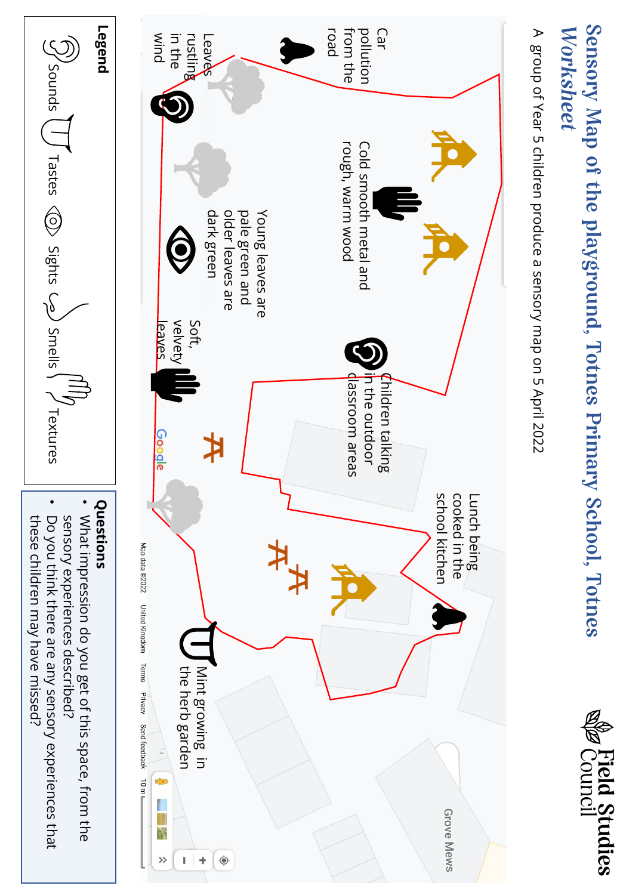# Sensory Map of the playground, Totnes Primary School, Totnes Worksheet

Field Studies Council

A group of Year 5 children produce a sensory map on 5 April 2022

Car pollution from the road

Leaves rustling in the wind

Cold smooth metal and rough, warm wood

Young leaves are pale green and older leaves are dark green

Soft, velvety leaves

Children talking in the outdoor classroom areas

Lunch being cooked in the school kitchen

Mint growing in the herb garden

Grove Mews

Map data ©2022 United Kingdom Terms Privacy Send feedback 10 m

**Legend**

Sounds Tastes Sights Smells Textures

**Questions**

- What impression do you get of this space, from the sensory experiences described?
- Do you think there are any sensory experiences that these children may have missed?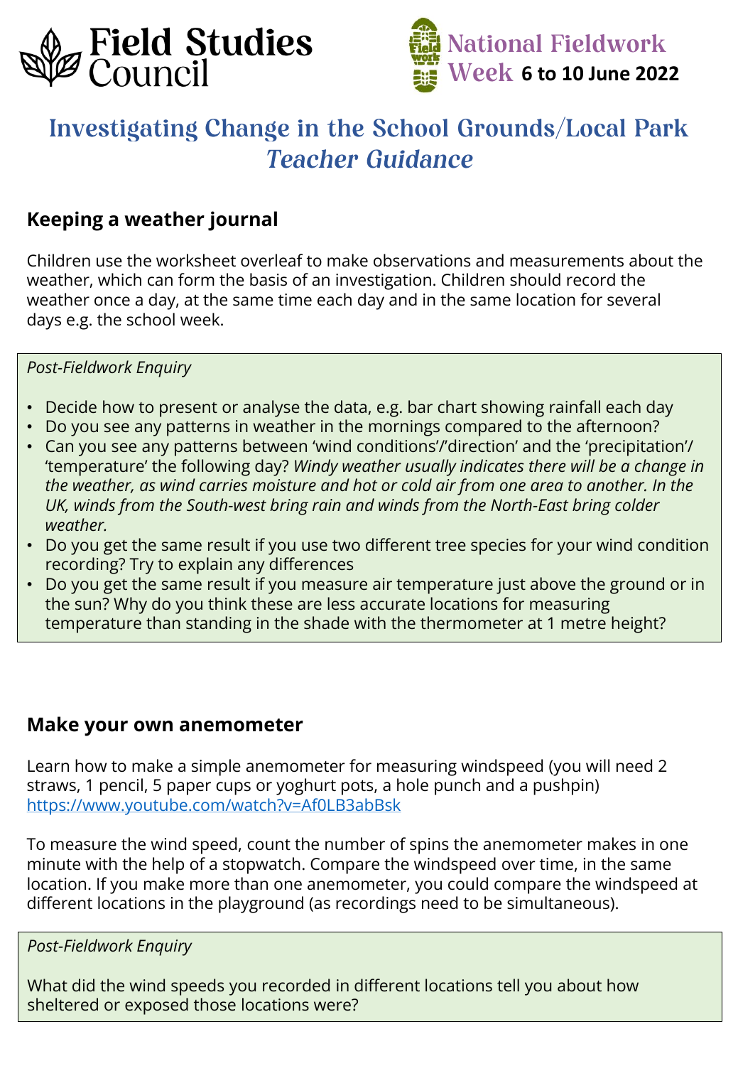Field Studies Council

National Fieldwork Week **6 to 10 June 2022**

# Investigating Change in the School Grounds/Local Park *Teacher Guidance*

## Keeping a weather journal

Children use the worksheet overleaf to make observations and measurements about the weather, which can form the basis of an investigation. Children should record the weather once a day, at the same time each day and in the same location for several days e.g. the school week.

*Post-Fieldwork Enquiry*

- Decide how to present or analyse the data, e.g. bar chart showing rainfall each day
- Do you see any patterns in weather in the mornings compared to the afternoon?
- Can you see any patterns between 'wind conditions'/'direction' and the 'precipitation'/ 'temperature' the following day? *Windy weather usually indicates there will be a change in the weather, as wind carries moisture and hot or cold air from one area to another. In the UK, winds from the South-west bring rain and winds from the North-East bring colder weather.*
- Do you get the same result if you use two different tree species for your wind condition recording? Try to explain any differences
- Do you get the same result if you measure air temperature just above the ground or in the sun? Why do you think these are less accurate locations for measuring temperature than standing in the shade with the thermometer at 1 metre height?

## Make your own anemometer

Learn how to make a simple anemometer for measuring windspeed (you will need 2 straws, 1 pencil, 5 paper cups or yoghurt pots, a hole punch and a pushpin) https://www.youtube.com/watch?v=Af0LB3abBsk

To measure the wind speed, count the number of spins the anemometer makes in one minute with the help of a stopwatch. Compare the windspeed over time, in the same location. If you make more than one anemometer, you could compare the windspeed at different locations in the playground (as recordings need to be simultaneous).

*Post-Fieldwork Enquiry*

What did the wind speeds you recorded in different locations tell you about how sheltered or exposed those locations were?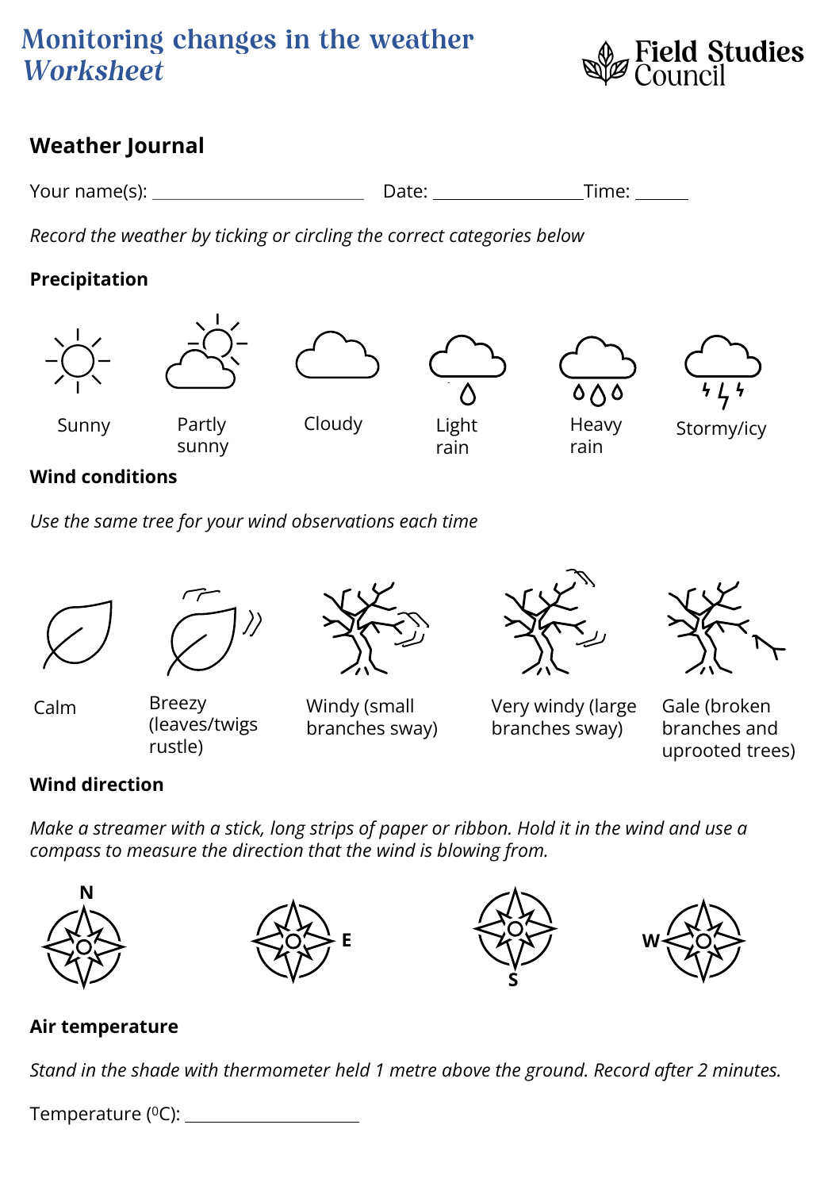# Monitoring changes in the weather
## *Worksheet*

Field Studies Council

## Weather Journal

Your name(s): ______________________ Date: ________________ Time: ______

*Record the weather by ticking or circling the correct categories below*

### Precipitation

Sunny

Partly sunny

Cloudy

Light rain

Heavy rain

Stormy/icy

### Wind conditions

*Use the same tree for your wind observations each time*

Calm

Breezy (leaves/twigs rustle)

Windy (small branches sway)

Very windy (large branches sway)

Gale (broken branches and uprooted trees)

### Wind direction

*Make a streamer with a stick, long strips of paper or ribbon. Hold it in the wind and use a compass to measure the direction that the wind is blowing from.*

N

E

S

W

### Air temperature

*Stand in the shade with thermometer held 1 metre above the ground. Record after 2 minutes.*

Temperature ($^{0}$C): ____________________